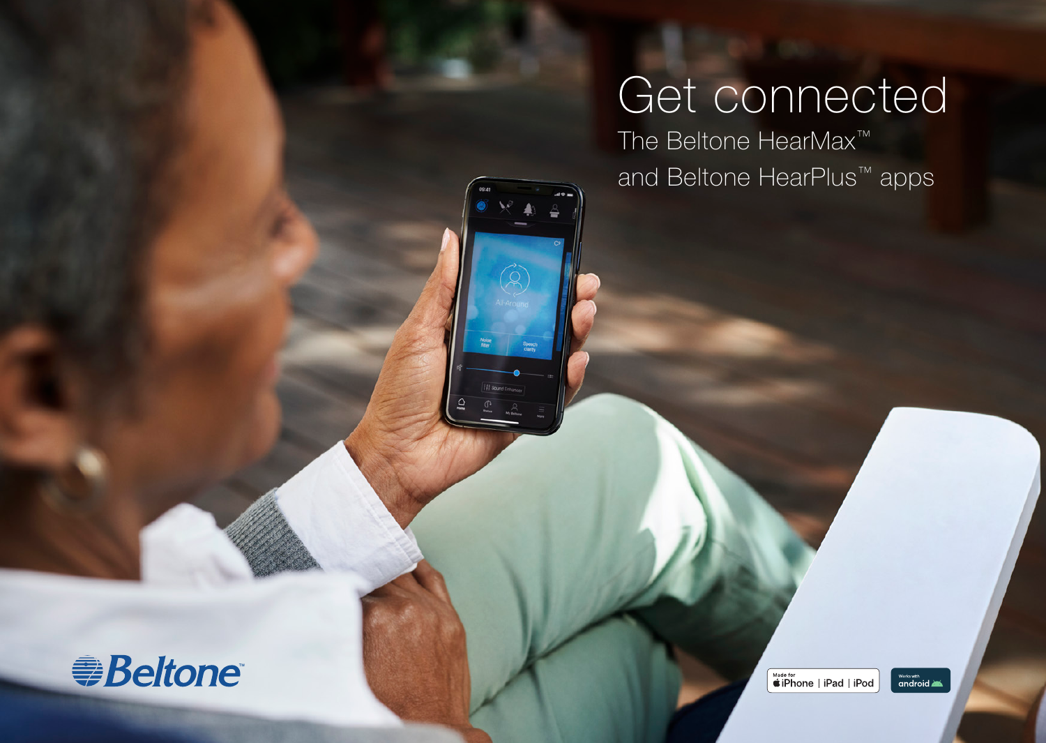# Get connected

The Beltone HearMax™ and Beltone HearPlus™ apps

Beltone™

Made for iPhone | iPad | iPod

Works with android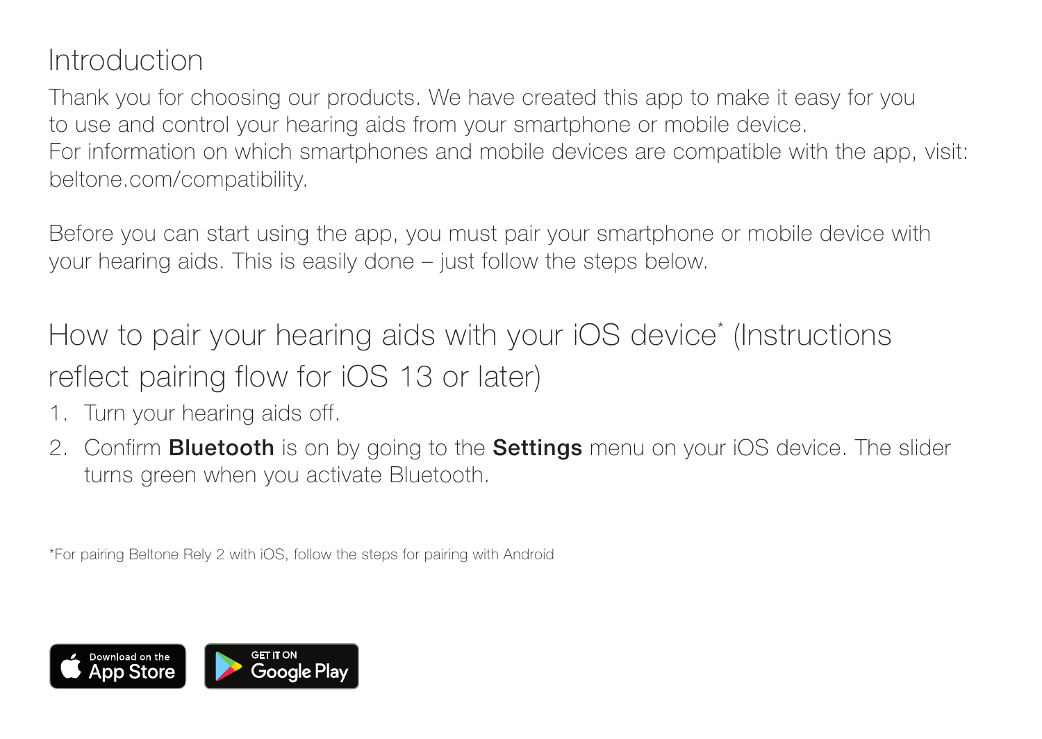## Introduction

Thank you for choosing our products. We have created this app to make it easy for you to use and control your hearing aids from your smartphone or mobile device.
For information on which smartphones and mobile devices are compatible with the app, visit: beltone.com/compatibility.

Before you can start using the app, you must pair your smartphone or mobile device with your hearing aids. This is easily done – just follow the steps below.

## How to pair your hearing aids with your iOS device* (Instructions reflect pairing flow for iOS 13 or later)

1. Turn your hearing aids off.
2. Confirm **Bluetooth** is on by going to the **Settings** menu on your iOS device. The slider turns green when you activate Bluetooth.

*For pairing Beltone Rely 2 with iOS, follow the steps for pairing with Android

Download on the App Store

GET IT ON Google Play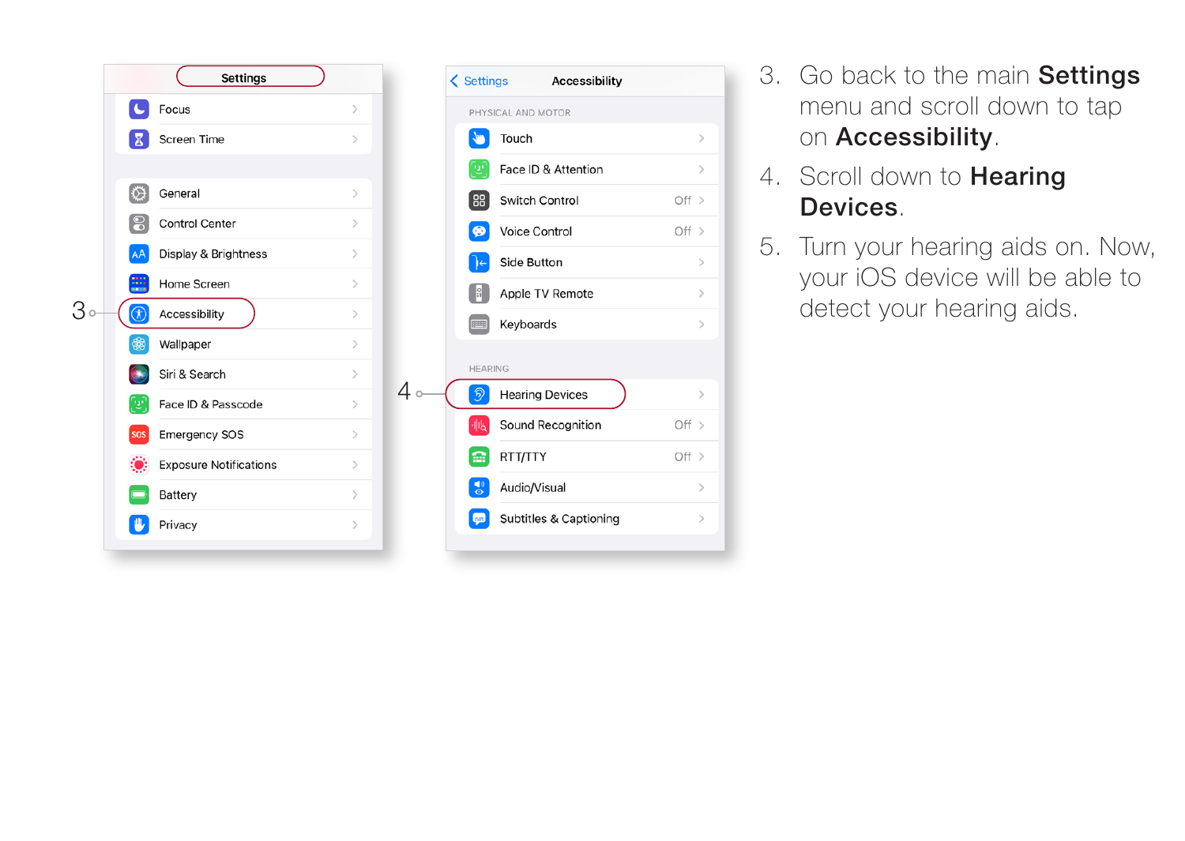Settings

Focus

Screen Time

General

Control Center

Display & Brightness

Home Screen

3 Accessibility

Wallpaper

Siri & Search

Face ID & Passcode

Emergency SOS

Exposure Notifications

Battery

Privacy

Settings Accessibility

PHYSICAL AND MOTOR

Touch

Face ID & Attention

Switch Control Off

Voice Control Off

Side Button

Apple TV Remote

Keyboards

HEARING

4 Hearing Devices

Sound Recognition Off

RTT/TTY Off

Audio/Visual

Subtitles & Captioning

3. Go back to the main **Settings** menu and scroll down to tap on **Accessibility**.
4. Scroll down to **Hearing Devices**.
5. Turn your hearing aids on. Now, your iOS device will be able to detect your hearing aids.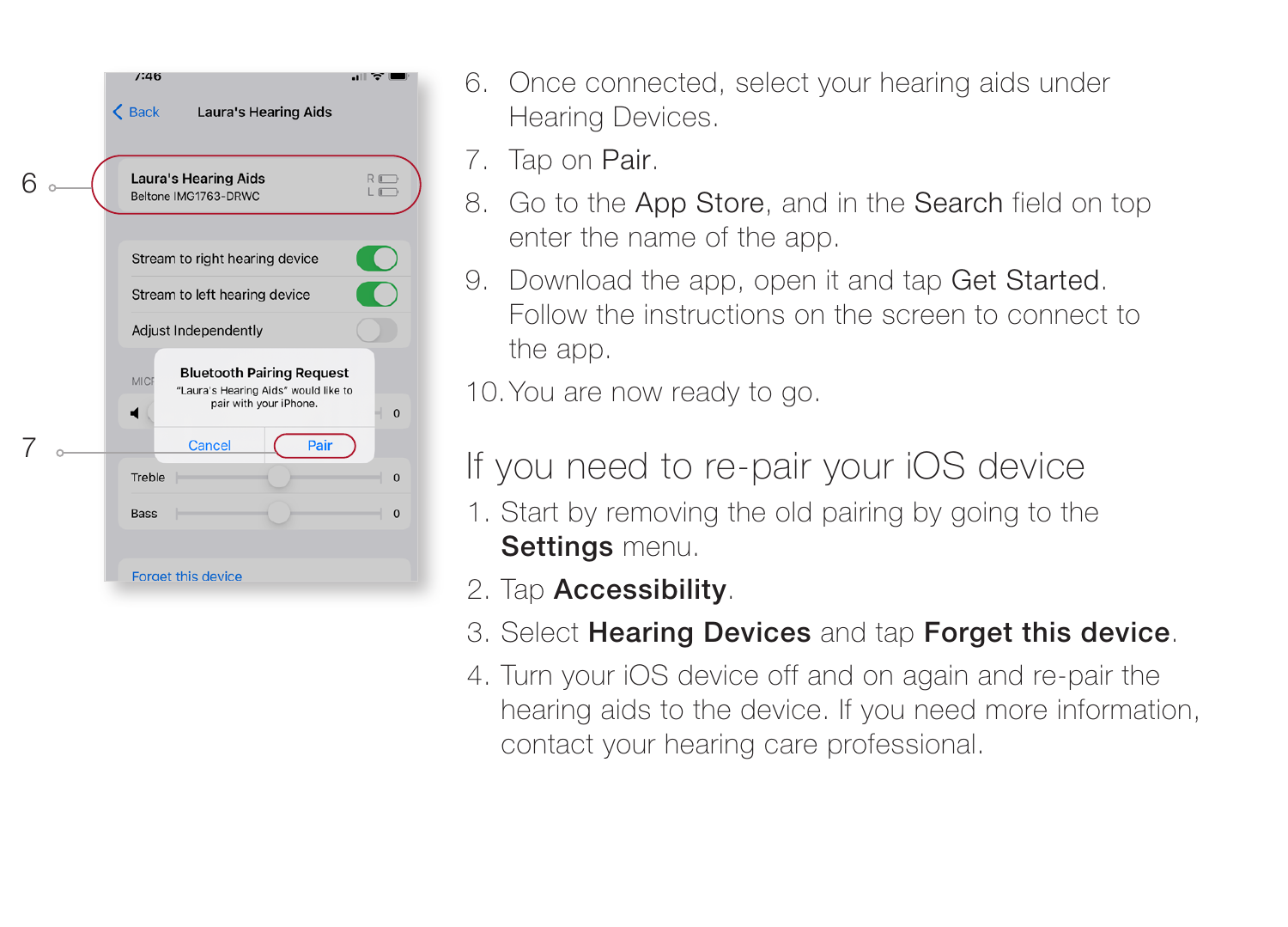6. Once connected, select your hearing aids under Hearing Devices.
7. Tap on Pair.
8. Go to the App Store, and in the Search field on top enter the name of the app.
9. Download the app, open it and tap Get Started. Follow the instructions on the screen to connect to the app.
10. You are now ready to go.

## If you need to re-pair your iOS device

1. Start by removing the old pairing by going to the **Settings** menu.
2. Tap **Accessibility**.
3. Select **Hearing Devices** and tap **Forget this device**.
4. Turn your iOS device off and on again and re-pair the hearing aids to the device. If you need more information, contact your hearing care professional.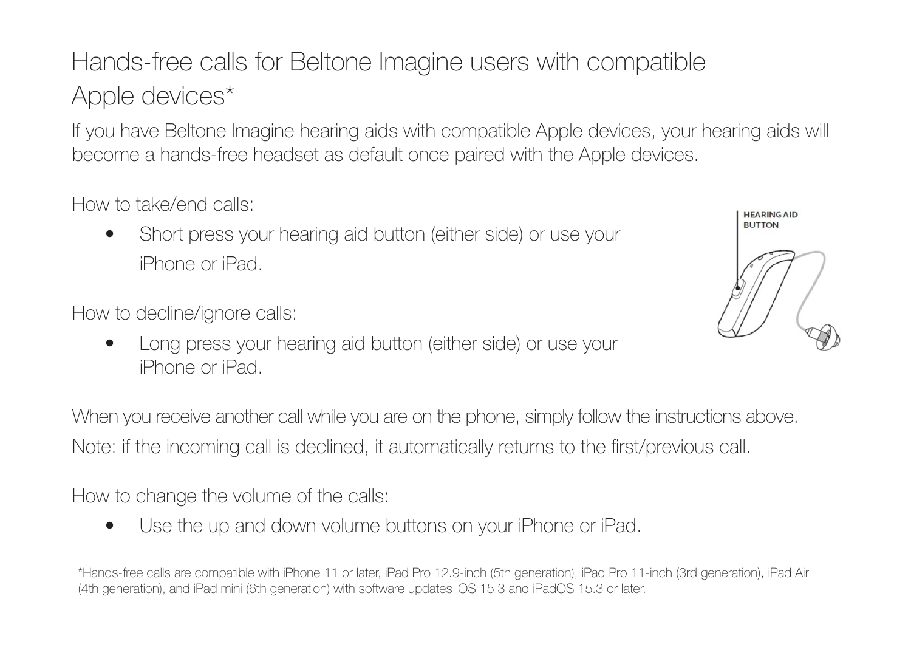# Hands-free calls for Beltone Imagine users with compatible Apple devices*

If you have Beltone Imagine hearing aids with compatible Apple devices, your hearing aids will become a hands-free headset as default once paired with the Apple devices.

How to take/end calls:

- Short press your hearing aid button (either side) or use your iPhone or iPad.

How to decline/ignore calls:

- Long press your hearing aid button (either side) or use your iPhone or iPad.

HEARING AID BUTTON

When you receive another call while you are on the phone, simply follow the instructions above.
Note: if the incoming call is declined, it automatically returns to the first/previous call.

How to change the volume of the calls:

- Use the up and down volume buttons on your iPhone or iPad.

*Hands-free calls are compatible with iPhone 11 or later, iPad Pro 12.9-inch (5th generation), iPad Pro 11-inch (3rd generation), iPad Air (4th generation), and iPad mini (6th generation) with software updates iOS 15.3 and iPadOS 15.3 or later.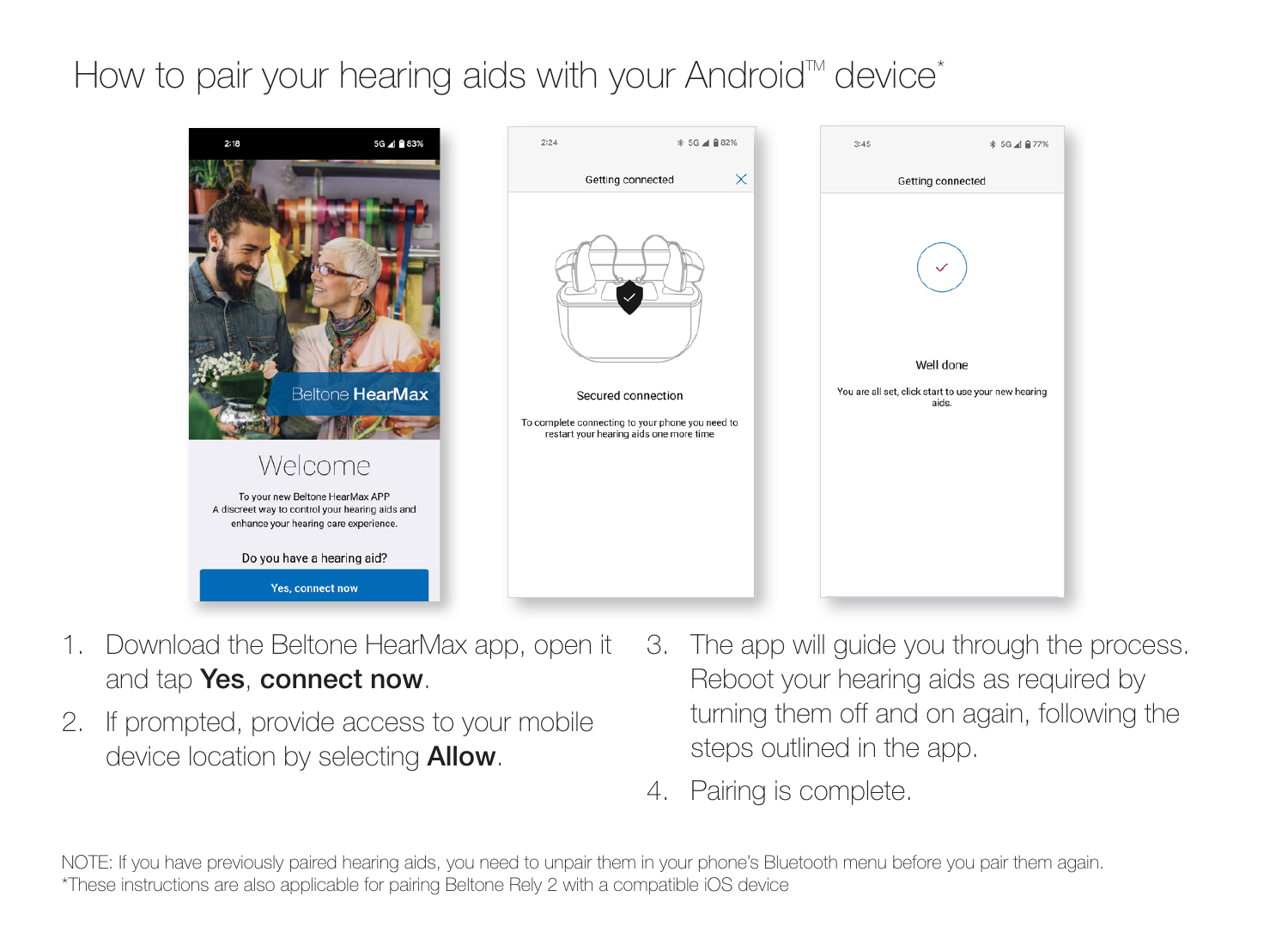# How to pair your hearing aids with your Android™ device*

1. Download the Beltone HearMax app, open it and tap **Yes**, **connect now**.
2. If prompted, provide access to your mobile device location by selecting **Allow**.
3. The app will guide you through the process. Reboot your hearing aids as required by turning them off and on again, following the steps outlined in the app.
4. Pairing is complete.

NOTE: If you have previously paired hearing aids, you need to unpair them in your phone's Bluetooth menu before you pair them again.
*These instructions are also applicable for pairing Beltone Rely 2 with a compatible iOS device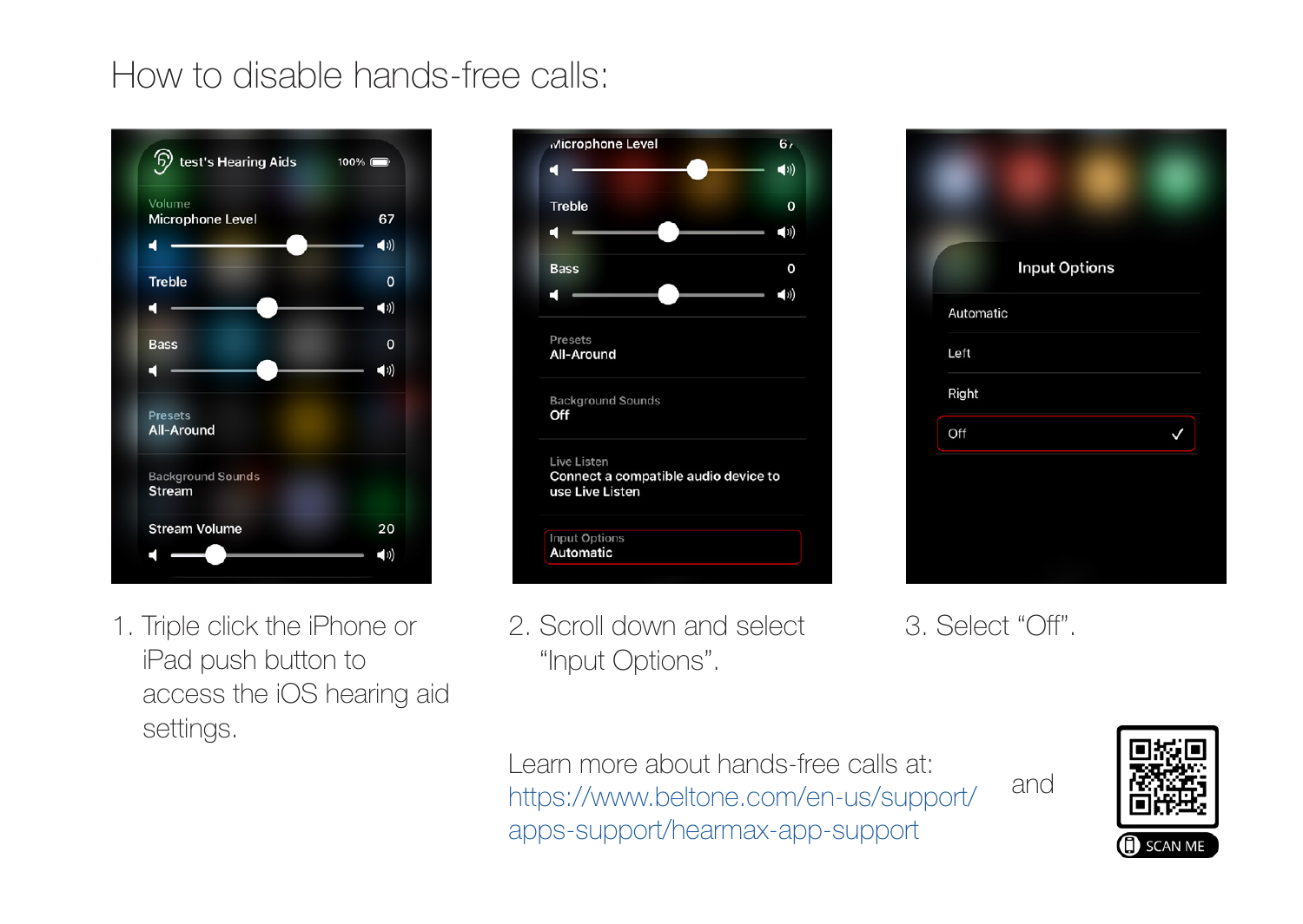# How to disable hands-free calls:

1. Triple click the iPhone or iPad push button to access the iOS hearing aid settings.

2. Scroll down and select "Input Options".

3. Select "Off".

Learn more about hands-free calls at: https://www.beltone.com/en-us/support/apps-support/hearmax-app-support and

SCAN ME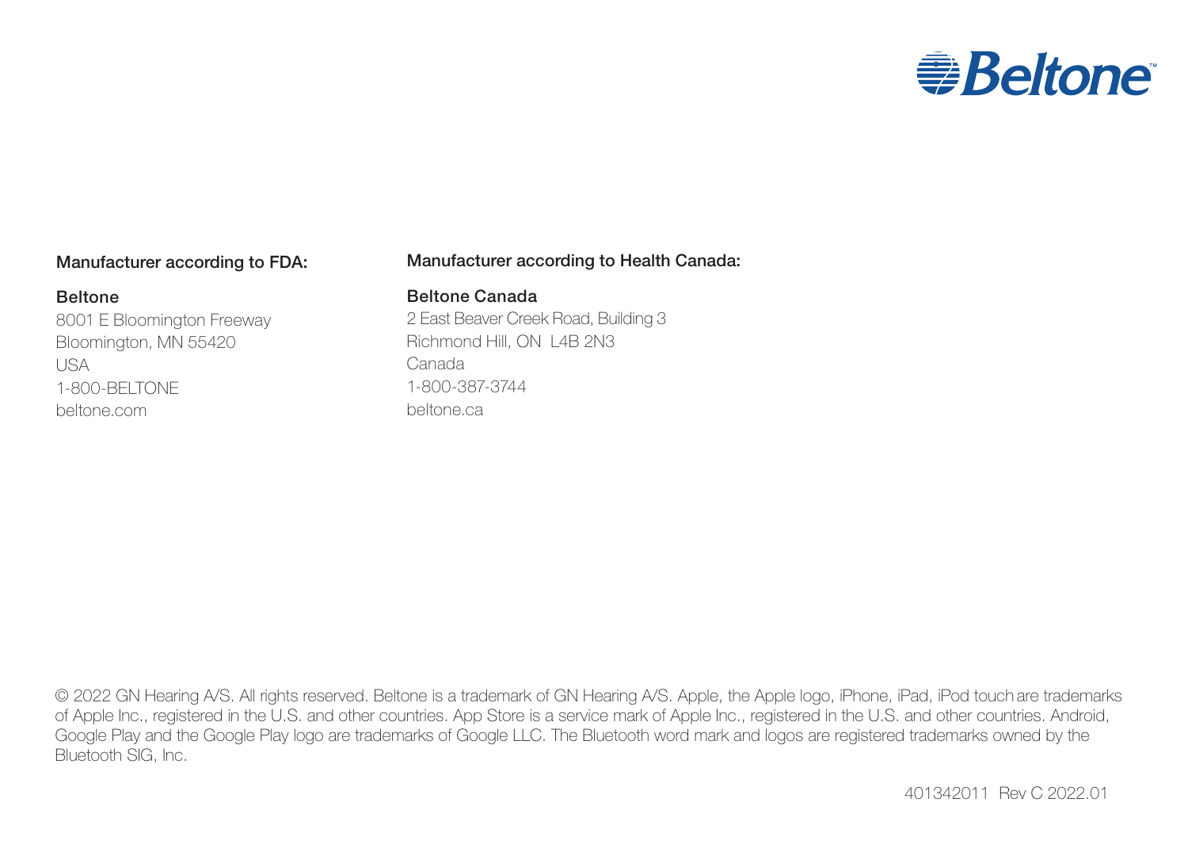Beltone

**Manufacturer according to FDA:**

**Beltone**
8001 E Bloomington Freeway
Bloomington, MN 55420
USA
1-800-BELTONE
beltone.com

**Manufacturer according to Health Canada:**

**Beltone Canada**
2 East Beaver Creek Road, Building 3
Richmond Hill, ON L4B 2N3
Canada
1-800-387-3744
beltone.ca

© 2022 GN Hearing A/S. All rights reserved. Beltone is a trademark of GN Hearing A/S. Apple, the Apple logo, iPhone, iPad, iPod touch are trademarks of Apple Inc., registered in the U.S. and other countries. App Store is a service mark of Apple Inc., registered in the U.S. and other countries. Android, Google Play and the Google Play logo are trademarks of Google LLC. The Bluetooth word mark and logos are registered trademarks owned by the Bluetooth SIG, Inc.

401342011 Rev C 2022.01